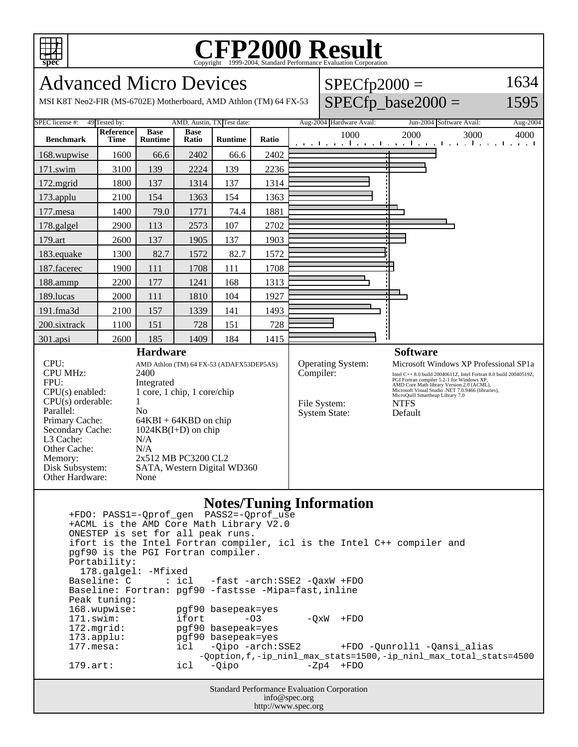# CFP2000 Result

Copyright 1999-2004, Standard Performance Evaluation Corporation

## Advanced Micro Devices

MSI K8T Neo2-FIR (MS-6702E) Motherboard, AMD Athlon (TM) 64 FX-53

SPECfp2000 = 1634

SPECfp_base2000 = 1595

| SPEC license #: | 49 | Tested by: | AMD, Austin, TX | Test date: | Aug-2004 | Hardware Avail: | Jun-2004 | Software Avail: | Aug-2004 |
|---|---|---|---|---|---|---|---|---|---|

| Benchmark | Reference Time | Base Runtime | Base Ratio | Runtime | Ratio |
|---|---|---|---|---|---|
| 168.wupwise | 1600 | 66.6 | 2402 | 66.6 | 2402 |
| 171.swim | 3100 | 139 | 2224 | 139 | 2236 |
| 172.mgrid | 1800 | 137 | 1314 | 137 | 1314 |
| 173.applu | 2100 | 154 | 1363 | 154 | 1363 |
| 177.mesa | 1400 | 79.0 | 1771 | 74.4 | 1881 |
| 178.galgel | 2900 | 113 | 2573 | 107 | 2702 |
| 179.art | 2600 | 137 | 1905 | 137 | 1903 |
| 183.equake | 1300 | 82.7 | 1572 | 82.7 | 1572 |
| 187.facerec | 1900 | 111 | 1708 | 111 | 1708 |
| 188.ammp | 2200 | 177 | 1241 | 168 | 1313 |
| 189.lucas | 2000 | 111 | 1810 | 104 | 1927 |
| 191.fma3d | 2100 | 157 | 1339 | 141 | 1493 |
| 200.sixtrack | 1100 | 151 | 728 | 151 | 728 |
| 301.apsi | 2600 | 185 | 1409 | 184 | 1415 |

### Hardware

| | |
|---|---|
| CPU: | AMD Athlon (TM) 64 FX-53 (ADAFX53DEP5AS) |
| CPU MHz: | 2400 |
| FPU: | Integrated |
| CPU(s) enabled: | 1 core, 1 chip, 1 core/chip |
| CPU(s) orderable: | 1 |
| Parallel: | No |
| Primary Cache: | 64KBI + 64KBD on chip |
| Secondary Cache: | 1024KB(I+D) on chip |
| L3 Cache: | N/A |
| Other Cache: | N/A |
| Memory: | 2x512 MB PC3200 CL2 |
| Disk Subsystem: | SATA, Western Digital WD360 |
| Other Hardware: | None |

### Software

| | |
|---|---|
| Operating System: | Microsoft Windows XP Professional SP1a |
| Compiler: | Intel C++ 8.0 build 20040611Z, Intel Fortran 8.0 build 20040519Z, PGI Fortran compiler 5.2-1 for Windows XP, AMD Core Math library Version 2.0 (ACML), Microsoft Visual Studio .NET 7.0.9466 (libraries), MicroQuill Smartheap Library 7.0 |
| File System: | NTFS |
| System State: | Default |

### Notes/Tuning Information

```
+FDO: PASS1=-Qprof_gen  PASS2=-Qprof_use
+ACML is the AMD Core Math Library V2.0
ONESTEP is set for all peak runs.
ifort is the Intel Fortran compiler, icl is the Intel C++ compiler and
pgf90 is the PGI Fortran compiler.
Portability:
  178.galgel: -Mfixed
Baseline: C       : icl   -fast -arch:SSE2 -QaxW +FDO
Baseline: Fortran: pgf90 -fastsse -Mipa=fast,inline
Peak tuning:
168.wupwise:        pgf90 basepeak=yes
171.swim:           ifort       -O3        -QxW  +FDO
172.mgrid:          pgf90 basepeak=yes
173.applu:          pgf90 basepeak=yes
177.mesa:           icl   -Qipo -arch:SSE2       +FDO -Qunroll1 -Qansi_alias
                      -Qoption,f,-ip_ninl_max_stats=1500,-ip_ninl_max_total_stats=4500
179.art:            icl   -Qipo            -Zp4  +FDO
```

Standard Performance Evaluation Corporation
info@spec.org
http://www.spec.org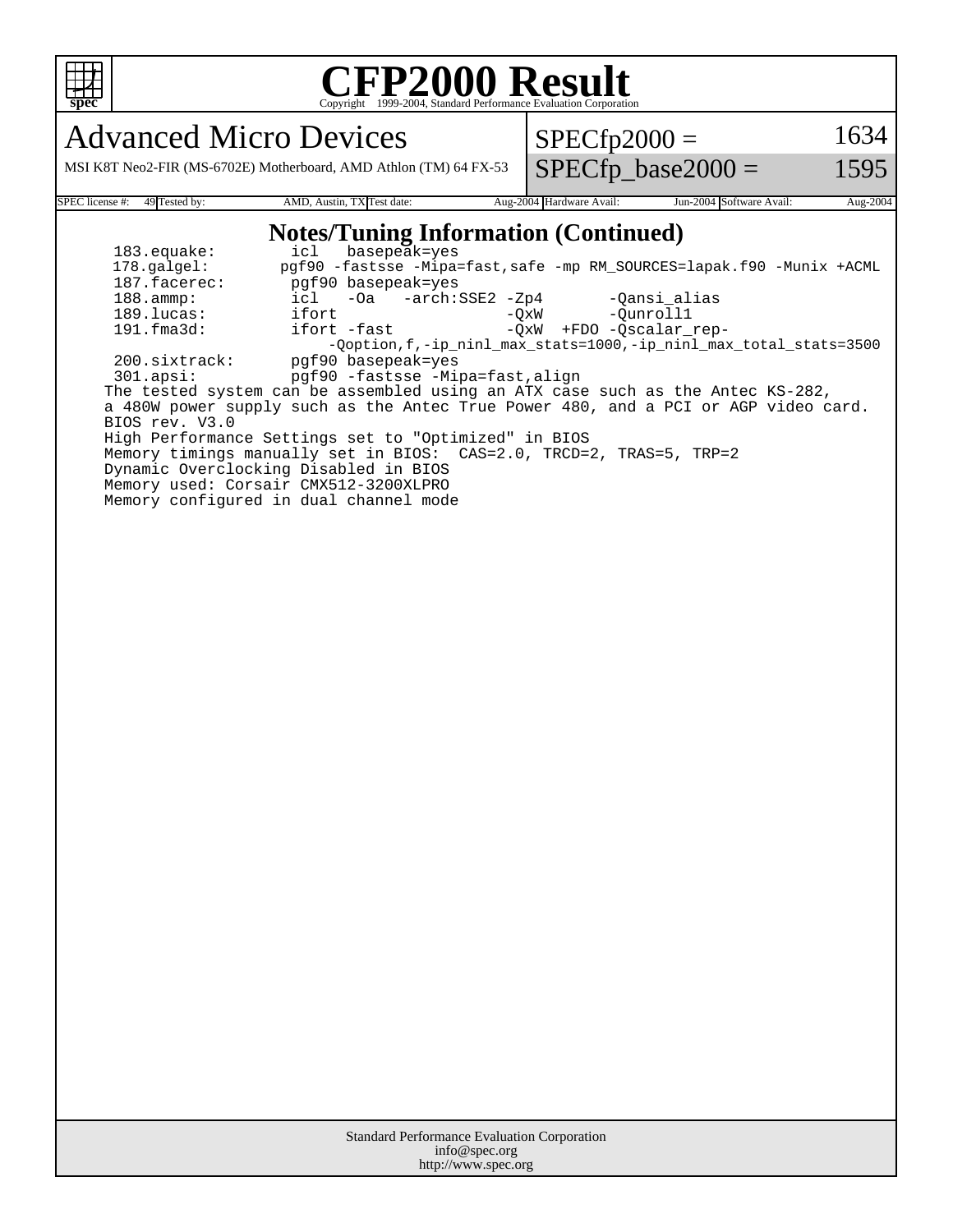# CFP2000 Result

Copyright 1999-2004, Standard Performance Evaluation Corporation

## Advanced Micro Devices

MSI K8T Neo2-FIR (MS-6702E) Motherboard, AMD Athlon (TM) 64 FX-53

SPECfp2000 = 1634

SPECfp_base2000 = 1595

| SPEC license #: | 49 | Tested by: | AMD, Austin, TX | Test date: | Aug-2004 | Hardware Avail: | Jun-2004 | Software Avail: | Aug-2004 |
|---|---|---|---|---|---|---|---|---|---|

### Notes/Tuning Information (Continued)

```
 183.equake:        icl   basepeak=yes
 178.galgel:       pgf90 -fastsse -Mipa=fast,safe -mp RM_SOURCES=lapak.f90 -Munix +ACML
 187.facerec:       pgf90 basepeak=yes
 188.ammp:          icl   -Oa   -arch:SSE2 -Zp4       -Qansi_alias
 189.lucas:         ifort                  -QxW       -Qunroll1
 191.fma3d:         ifort -fast            -QxW  +FDO -Qscalar_rep-
                -Qoption,f,-ip_ninl_max_stats=1000,-ip_ninl_max_total_stats=3500
 200.sixtrack:      pgf90 basepeak=yes
 301.apsi:          pgf90 -fastsse -Mipa=fast,align
The tested system can be assembled using an ATX case such as the Antec KS-282,
a 480W power supply such as the Antec True Power 480, and a PCI or AGP video card.
BIOS rev. V3.0
High Performance Settings set to "Optimized" in BIOS
Memory timings manually set in BIOS:  CAS=2.0, TRCD=2, TRAS=5, TRP=2
Dynamic Overclocking Disabled in BIOS
Memory used: Corsair CMX512-3200XLPRO
Memory configured in dual channel mode
```

Standard Performance Evaluation Corporation
info@spec.org
http://www.spec.org